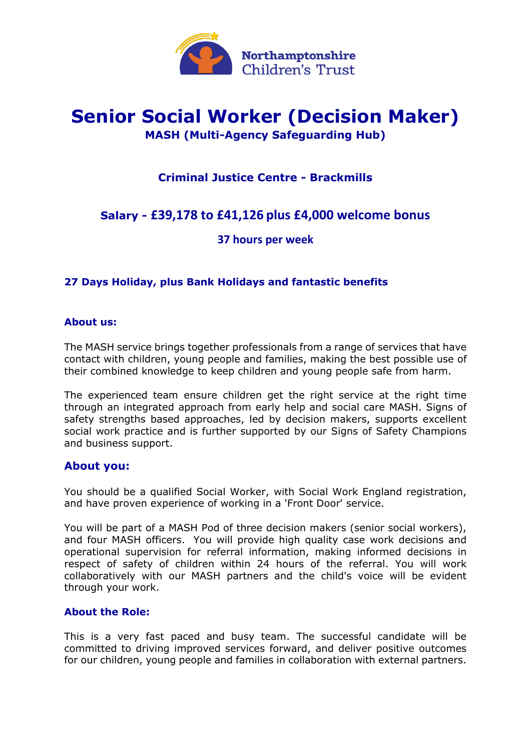Northamptonshire Children's Trust

# Senior Social Worker (Decision Maker)

**MASH (Multi-Agency Safeguarding Hub)**

**Criminal Justice Centre - Brackmills**

**Salary - £39,178 to £41,126 plus £4,000 welcome bonus**

**37 hours per week**

**27 Days Holiday, plus Bank Holidays and fantastic benefits**

### About us:

The MASH service brings together professionals from a range of services that have contact with children, young people and families, making the best possible use of their combined knowledge to keep children and young people safe from harm.

The experienced team ensure children get the right service at the right time through an integrated approach from early help and social care MASH. Signs of safety strengths based approaches, led by decision makers, supports excellent social work practice and is further supported by our Signs of Safety Champions and business support.

## About you:

You should be a qualified Social Worker, with Social Work England registration, and have proven experience of working in a 'Front Door' service.

You will be part of a MASH Pod of three decision makers (senior social workers), and four MASH officers. You will provide high quality case work decisions and operational supervision for referral information, making informed decisions in respect of safety of children within 24 hours of the referral. You will work collaboratively with our MASH partners and the child's voice will be evident through your work.

### About the Role:

This is a very fast paced and busy team. The successful candidate will be committed to driving improved services forward, and deliver positive outcomes for our children, young people and families in collaboration with external partners.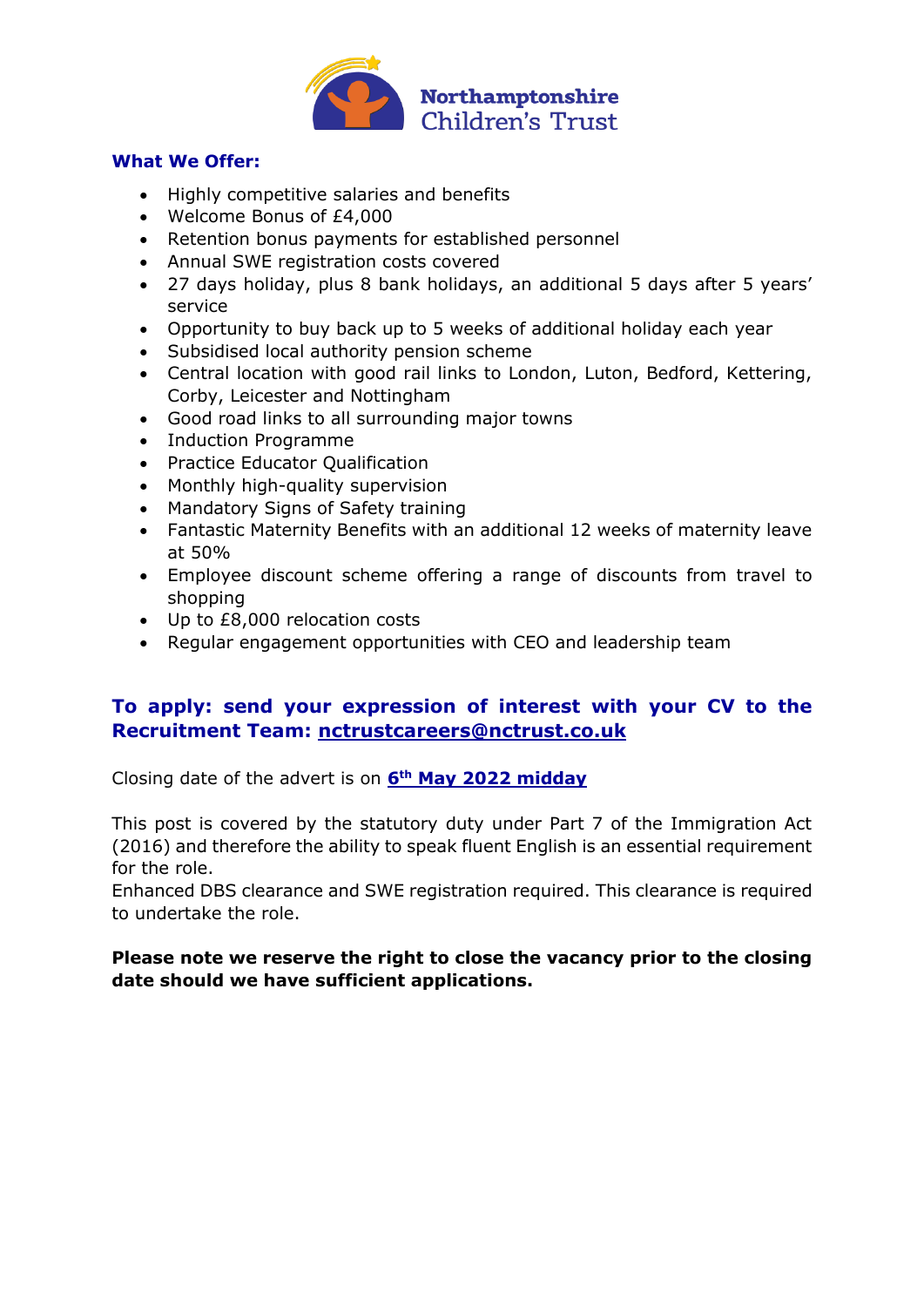Northamptonshire Children's Trust

### What We Offer:

- Highly competitive salaries and benefits
- Welcome Bonus of £4,000
- Retention bonus payments for established personnel
- Annual SWE registration costs covered
- 27 days holiday, plus 8 bank holidays, an additional 5 days after 5 years' service
- Opportunity to buy back up to 5 weeks of additional holiday each year
- Subsidised local authority pension scheme
- Central location with good rail links to London, Luton, Bedford, Kettering, Corby, Leicester and Nottingham
- Good road links to all surrounding major towns
- Induction Programme
- Practice Educator Qualification
- Monthly high-quality supervision
- Mandatory Signs of Safety training
- Fantastic Maternity Benefits with an additional 12 weeks of maternity leave at 50%
- Employee discount scheme offering a range of discounts from travel to shopping
- Up to £8,000 relocation costs
- Regular engagement opportunities with CEO and leadership team

### To apply: send your expression of interest with your CV to the Recruitment Team: nctrustcareers@nctrust.co.uk

Closing date of the advert is on **6th May 2022 midday**

This post is covered by the statutory duty under Part 7 of the Immigration Act (2016) and therefore the ability to speak fluent English is an essential requirement for the role.
Enhanced DBS clearance and SWE registration required. This clearance is required to undertake the role.

**Please note we reserve the right to close the vacancy prior to the closing date should we have sufficient applications.**